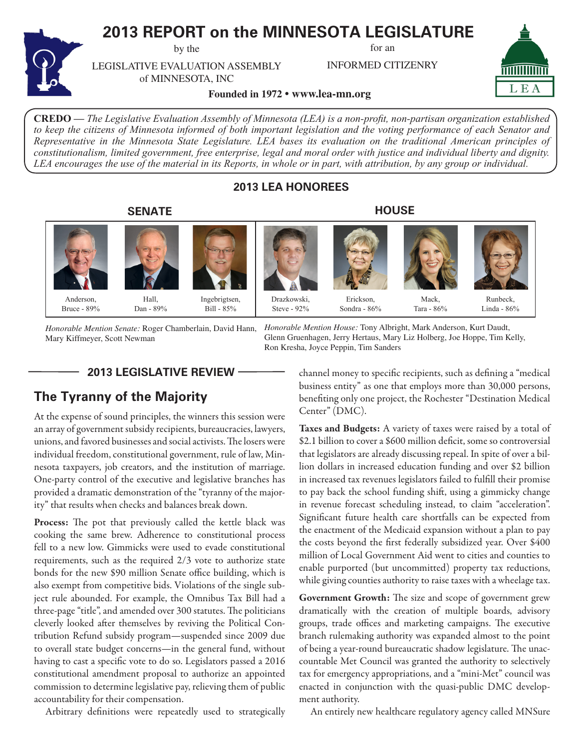# 2013 REPORT on the MINNESOTA LEGISLATURE

by the

LEGISLATIVE EVALUATION ASSEMBLY of MINNESOTA, INC

for an

INFORMED CITIZENRY

**Founded in 1972 • www.lea-mn.org**

**CREDO** — *The Legislative Evaluation Assembly of Minnesota (LEA) is a non-profit, non-partisan organization established to keep the citizens of Minnesota informed of both important legislation and the voting performance of each Senator and Representative in the Minnesota State Legislature. LEA bases its evaluation on the traditional American principles of constitutionalism, limited government, free enterprise, legal and moral order with justice and individual liberty and dignity. LEA encourages the use of the material in its Reports, in whole or in part, with attribution, by any group or individual.*

## 2013 LEA HONOREES

**SENATE**

| Anderson, Bruce - 89% | Hall, Dan - 89% | Ingebrigtsen, Bill - 85% |
|---|---|---|

**HOUSE**

| Drazkowski, Steve - 92% | Erickson, Sondra - 86% | Mack, Tara - 86% | Runbeck, Linda - 86% |
|---|---|---|---|

*Honorable Mention Senate:* Roger Chamberlain, David Hann, Mary Kiffmeyer, Scott Newman

*Honorable Mention House:* Tony Albright, Mark Anderson, Kurt Daudt, Glenn Gruenhagen, Jerry Hertaus, Mary Liz Holberg, Joe Hoppe, Tim Kelly, Ron Kresha, Joyce Peppin, Tim Sanders

## 2013 LEGISLATIVE REVIEW

## The Tyranny of the Majority

At the expense of sound principles, the winners this session were an array of government subsidy recipients, bureaucracies, lawyers, unions, and favored businesses and social activists. The losers were individual freedom, constitutional government, rule of law, Minnesota taxpayers, job creators, and the institution of marriage. One-party control of the executive and legislative branches has provided a dramatic demonstration of the "tyranny of the majority" that results when checks and balances break down.

**Process:** The pot that previously called the kettle black was cooking the same brew. Adherence to constitutional process fell to a new low. Gimmicks were used to evade constitutional requirements, such as the required 2/3 vote to authorize state bonds for the new $90 million Senate office building, which is also exempt from competitive bids. Violations of the single subject rule abounded. For example, the Omnibus Tax Bill had a three-page "title", and amended over 300 statutes. The politicians cleverly looked after themselves by reviving the Political Contribution Refund subsidy program—suspended since 2009 due to overall state budget concerns—in the general fund, without having to cast a specific vote to do so. Legislators passed a 2016 constitutional amendment to authorize an appointed commission to determine legislative pay, relieving them of public accountability for their compensation.

Arbitrary definitions were repeatedly used to strategically channel money to specific recipients, such as defining a "medical business entity" as one that employs more than 30,000 persons, benefiting only one project, the Rochester "Destination Medical Center" (DMC).

**Taxes and Budgets:** A variety of taxes were raised by a total of $2.1 billion to cover a $600 million deficit, some so controversial that legislators are already discussing repeal. In spite of over a billion dollars in increased education funding and over $2 billion in increased tax revenues legislators failed to fulfill their promise to pay back the school funding shift, using a gimmicky change in revenue forecast scheduling instead, to claim "acceleration". Significant future health care shortfalls can be expected from the enactment of the Medicaid expansion without a plan to pay the costs beyond the first federally subsidized year. Over $400 million of Local Government Aid went to cities and counties to enable purported (but uncommitted) property tax reductions, while giving counties authority to raise taxes with a wheelage tax.

**Government Growth:** The size and scope of government grew dramatically with the creation of multiple boards, advisory groups, trade offices and marketing campaigns. The executive branch rulemaking authority was expanded almost to the point of being a year-round bureaucratic shadow legislature. The unaccountable Met Council was granted the authority to selectively tax for emergency appropriations, and a "mini-Met" council was enacted in conjunction with the quasi-public DMC development authority.

An entirely new healthcare regulatory agency called MNSure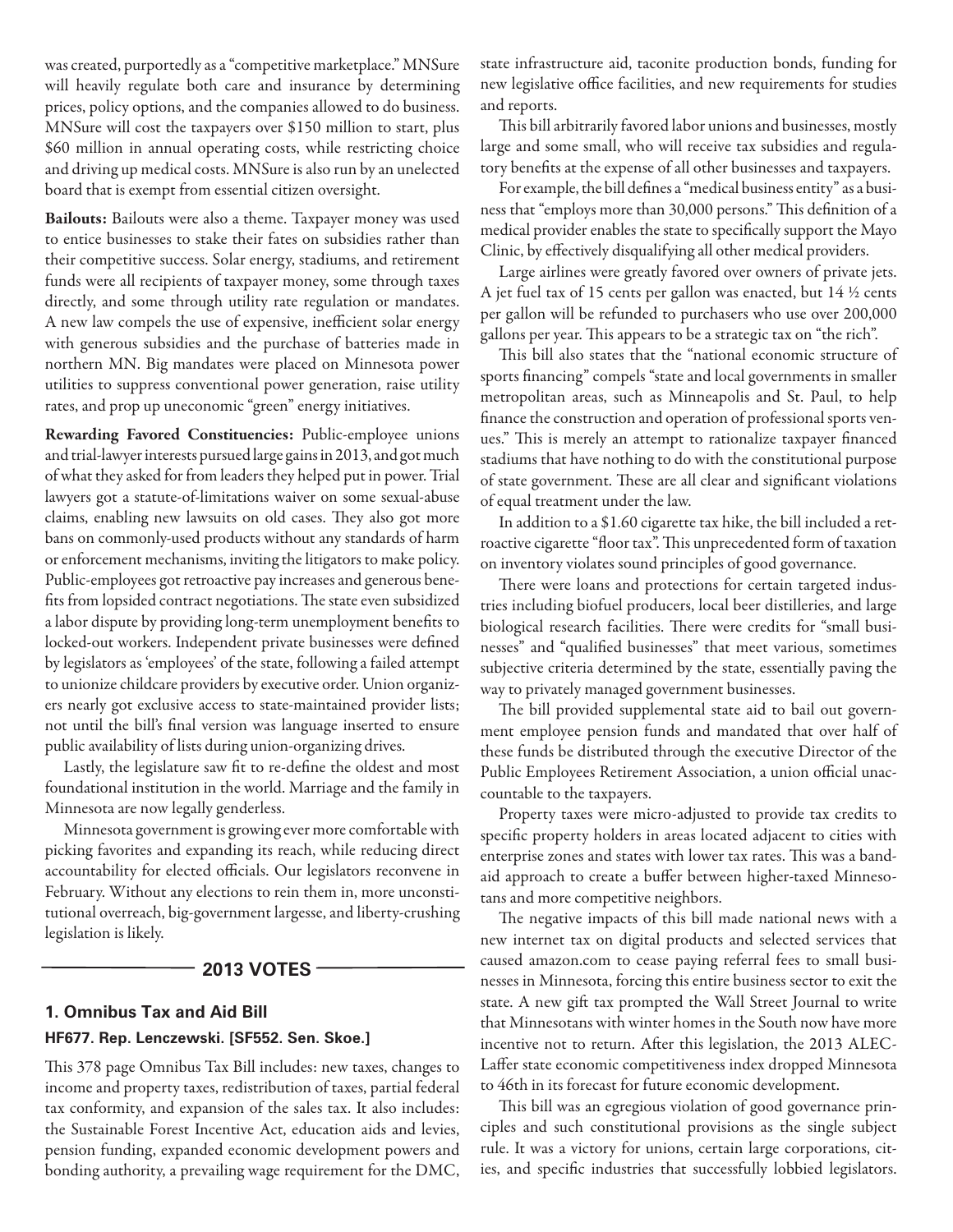was created, purportedly as a "competitive marketplace." MNSure will heavily regulate both care and insurance by determining prices, policy options, and the companies allowed to do business. MNSure will cost the taxpayers over $150 million to start, plus $60 million in annual operating costs, while restricting choice and driving up medical costs. MNSure is also run by an unelected board that is exempt from essential citizen oversight.

**Bailouts:** Bailouts were also a theme. Taxpayer money was used to entice businesses to stake their fates on subsidies rather than their competitive success. Solar energy, stadiums, and retirement funds were all recipients of taxpayer money, some through taxes directly, and some through utility rate regulation or mandates. A new law compels the use of expensive, inefficient solar energy with generous subsidies and the purchase of batteries made in northern MN. Big mandates were placed on Minnesota power utilities to suppress conventional power generation, raise utility rates, and prop up uneconomic "green" energy initiatives.

**Rewarding Favored Constituencies:** Public-employee unions and trial-lawyer interests pursued large gains in 2013, and got much of what they asked for from leaders they helped put in power. Trial lawyers got a statute-of-limitations waiver on some sexual-abuse claims, enabling new lawsuits on old cases. They also got more bans on commonly-used products without any standards of harm or enforcement mechanisms, inviting the litigators to make policy. Public-employees got retroactive pay increases and generous benefits from lopsided contract negotiations. The state even subsidized a labor dispute by providing long-term unemployment benefits to locked-out workers. Independent private businesses were defined by legislators as 'employees' of the state, following a failed attempt to unionize childcare providers by executive order. Union organizers nearly got exclusive access to state-maintained provider lists; not until the bill's final version was language inserted to ensure public availability of lists during union-organizing drives.

Lastly, the legislature saw fit to re-define the oldest and most foundational institution in the world. Marriage and the family in Minnesota are now legally genderless.

Minnesota government is growing ever more comfortable with picking favorites and expanding its reach, while reducing direct accountability for elected officials. Our legislators reconvene in February. Without any elections to rein them in, more unconstitutional overreach, big-government largesse, and liberty-crushing legislation is likely.

## 2013 VOTES

### 1. Omnibus Tax and Aid Bill

**HF677. Rep. Lenczewski. [SF552. Sen. Skoe.]**

This 378 page Omnibus Tax Bill includes: new taxes, changes to income and property taxes, redistribution of taxes, partial federal tax conformity, and expansion of the sales tax. It also includes: the Sustainable Forest Incentive Act, education aids and levies, pension funding, expanded economic development powers and bonding authority, a prevailing wage requirement for the DMC, state infrastructure aid, taconite production bonds, funding for new legislative office facilities, and new requirements for studies and reports.

This bill arbitrarily favored labor unions and businesses, mostly large and some small, who will receive tax subsidies and regulatory benefits at the expense of all other businesses and taxpayers.

For example, the bill defines a "medical business entity" as a business that "employs more than 30,000 persons." This definition of a medical provider enables the state to specifically support the Mayo Clinic, by effectively disqualifying all other medical providers.

Large airlines were greatly favored over owners of private jets. A jet fuel tax of 15 cents per gallon was enacted, but 14 ½ cents per gallon will be refunded to purchasers who use over 200,000 gallons per year. This appears to be a strategic tax on "the rich".

This bill also states that the "national economic structure of sports financing" compels "state and local governments in smaller metropolitan areas, such as Minneapolis and St. Paul, to help finance the construction and operation of professional sports venues." This is merely an attempt to rationalize taxpayer financed stadiums that have nothing to do with the constitutional purpose of state government. These are all clear and significant violations of equal treatment under the law.

In addition to a $1.60 cigarette tax hike, the bill included a retroactive cigarette "floor tax". This unprecedented form of taxation on inventory violates sound principles of good governance.

There were loans and protections for certain targeted industries including biofuel producers, local beer distilleries, and large biological research facilities. There were credits for "small businesses" and "qualified businesses" that meet various, sometimes subjective criteria determined by the state, essentially paving the way to privately managed government businesses.

The bill provided supplemental state aid to bail out government employee pension funds and mandated that over half of these funds be distributed through the executive Director of the Public Employees Retirement Association, a union official unaccountable to the taxpayers.

Property taxes were micro-adjusted to provide tax credits to specific property holders in areas located adjacent to cities with enterprise zones and states with lower tax rates. This was a band-aid approach to create a buffer between higher-taxed Minnesotans and more competitive neighbors.

The negative impacts of this bill made national news with a new internet tax on digital products and selected services that caused amazon.com to cease paying referral fees to small businesses in Minnesota, forcing this entire business sector to exit the state. A new gift tax prompted the Wall Street Journal to write that Minnesotans with winter homes in the South now have more incentive not to return. After this legislation, the 2013 ALEC-Laffer state economic competitiveness index dropped Minnesota to 46th in its forecast for future economic development.

This bill was an egregious violation of good governance principles and such constitutional provisions as the single subject rule. It was a victory for unions, certain large corporations, cities, and specific industries that successfully lobbied legislators.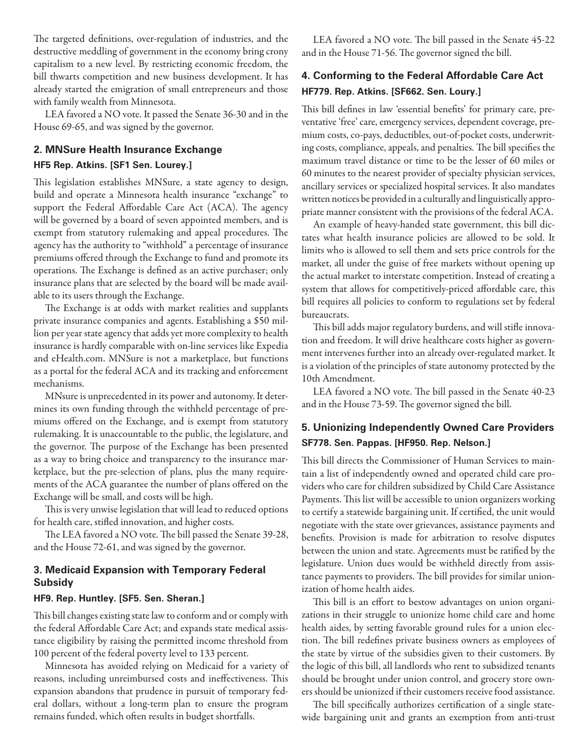The targeted definitions, over-regulation of industries, and the destructive meddling of government in the economy bring crony capitalism to a new level. By restricting economic freedom, the bill thwarts competition and new business development. It has already started the emigration of small entrepreneurs and those with family wealth from Minnesota.

LEA favored a NO vote. It passed the Senate 36-30 and in the House 69-65, and was signed by the governor.

### 2. MNSure Health Insurance Exchange

**HF5 Rep. Atkins. [SF1 Sen. Lourey.]**

This legislation establishes MNSure, a state agency to design, build and operate a Minnesota health insurance "exchange" to support the Federal Affordable Care Act (ACA). The agency will be governed by a board of seven appointed members, and is exempt from statutory rulemaking and appeal procedures. The agency has the authority to "withhold" a percentage of insurance premiums offered through the Exchange to fund and promote its operations. The Exchange is defined as an active purchaser; only insurance plans that are selected by the board will be made available to its users through the Exchange.

The Exchange is at odds with market realities and supplants private insurance companies and agents. Establishing a $50 million per year state agency that adds yet more complexity to health insurance is hardly comparable with on-line services like Expedia and eHealth.com. MNSure is not a marketplace, but functions as a portal for the federal ACA and its tracking and enforcement mechanisms.

MNsure is unprecedented in its power and autonomy. It determines its own funding through the withheld percentage of premiums offered on the Exchange, and is exempt from statutory rulemaking. It is unaccountable to the public, the legislature, and the governor. The purpose of the Exchange has been presented as a way to bring choice and transparency to the insurance marketplace, but the pre-selection of plans, plus the many requirements of the ACA guarantee the number of plans offered on the Exchange will be small, and costs will be high.

This is very unwise legislation that will lead to reduced options for health care, stifled innovation, and higher costs.

The LEA favored a NO vote. The bill passed the Senate 39-28, and the House 72-61, and was signed by the governor.

### 3. Medicaid Expansion with Temporary Federal Subsidy

**HF9. Rep. Huntley. [SF5. Sen. Sheran.]**

This bill changes existing state law to conform and or comply with the federal Affordable Care Act; and expands state medical assistance eligibility by raising the permitted income threshold from 100 percent of the federal poverty level to 133 percent.

Minnesota has avoided relying on Medicaid for a variety of reasons, including unreimbursed costs and ineffectiveness. This expansion abandons that prudence in pursuit of temporary federal dollars, without a long-term plan to ensure the program remains funded, which often results in budget shortfalls.

LEA favored a NO vote. The bill passed in the Senate 45-22 and in the House 71-56. The governor signed the bill.

### 4. Conforming to the Federal Affordable Care Act

**HF779. Rep. Atkins. [SF662. Sen. Loury.]**

This bill defines in law 'essential benefits' for primary care, preventative 'free' care, emergency services, dependent coverage, premium costs, co-pays, deductibles, out-of-pocket costs, underwriting costs, compliance, appeals, and penalties. The bill specifies the maximum travel distance or time to be the lesser of 60 miles or 60 minutes to the nearest provider of specialty physician services, ancillary services or specialized hospital services. It also mandates written notices be provided in a culturally and linguistically appropriate manner consistent with the provisions of the federal ACA.

An example of heavy-handed state government, this bill dictates what health insurance policies are allowed to be sold. It limits who is allowed to sell them and sets price controls for the market, all under the guise of free markets without opening up the actual market to interstate competition. Instead of creating a system that allows for competitively-priced affordable care, this bill requires all policies to conform to regulations set by federal bureaucrats.

This bill adds major regulatory burdens, and will stifle innovation and freedom. It will drive healthcare costs higher as government intervenes further into an already over-regulated market. It is a violation of the principles of state autonomy protected by the 10th Amendment.

LEA favored a NO vote. The bill passed in the Senate 40-23 and in the House 73-59. The governor signed the bill.

### 5. Unionizing Independently Owned Care Providers

**SF778. Sen. Pappas. [HF950. Rep. Nelson.]**

This bill directs the Commissioner of Human Services to maintain a list of independently owned and operated child care providers who care for children subsidized by Child Care Assistance Payments. This list will be accessible to union organizers working to certify a statewide bargaining unit. If certified, the unit would negotiate with the state over grievances, assistance payments and benefits. Provision is made for arbitration to resolve disputes between the union and state. Agreements must be ratified by the legislature. Union dues would be withheld directly from assistance payments to providers. The bill provides for similar unionization of home health aides.

This bill is an effort to bestow advantages on union organizations in their struggle to unionize home child care and home health aides, by setting favorable ground rules for a union election. The bill redefines private business owners as employees of the state by virtue of the subsidies given to their customers. By the logic of this bill, all landlords who rent to subsidized tenants should be brought under union control, and grocery store owners should be unionized if their customers receive food assistance.

The bill specifically authorizes certification of a single statewide bargaining unit and grants an exemption from anti-trust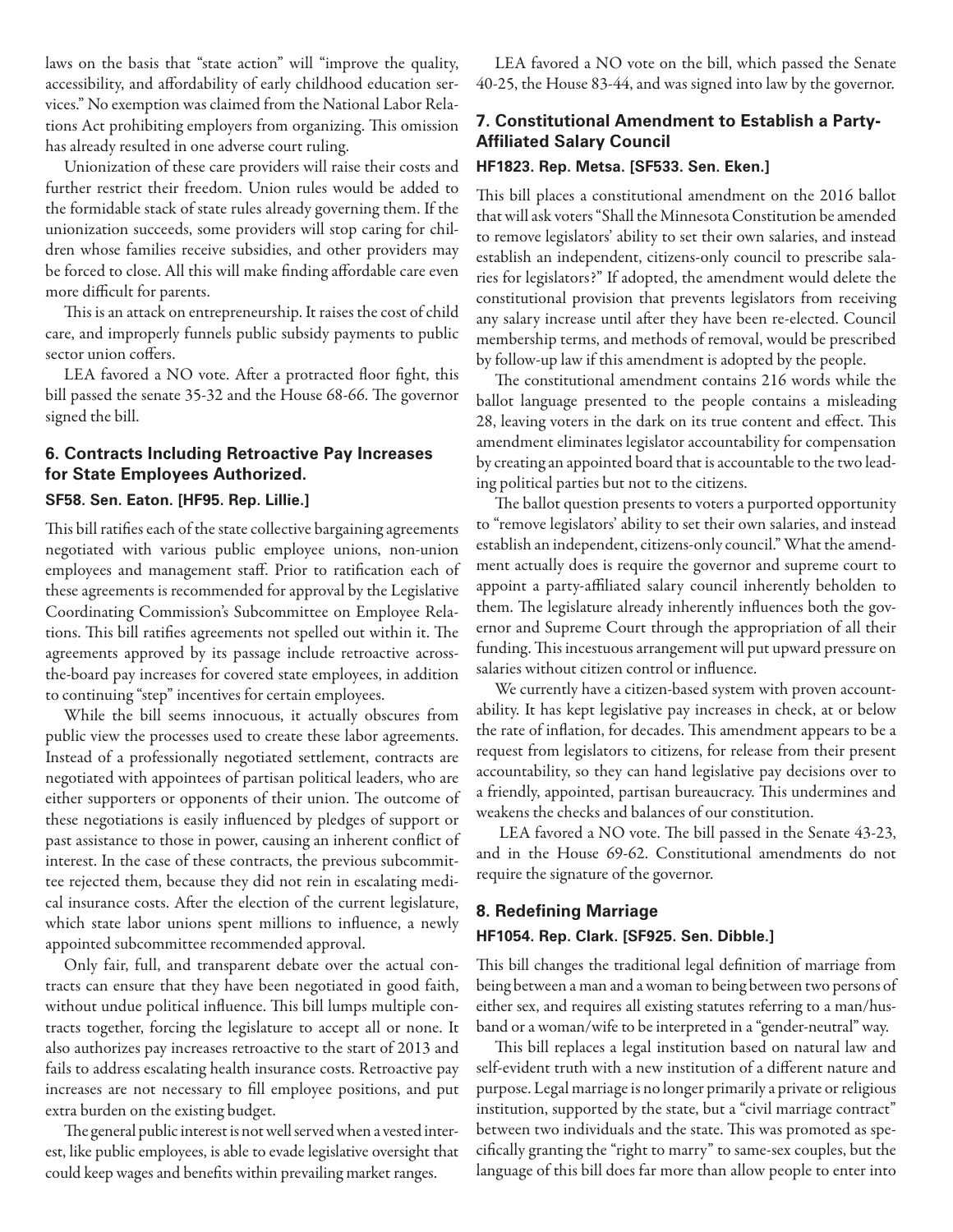laws on the basis that "state action" will "improve the quality, accessibility, and affordability of early childhood education services." No exemption was claimed from the National Labor Relations Act prohibiting employers from organizing. This omission has already resulted in one adverse court ruling.

Unionization of these care providers will raise their costs and further restrict their freedom. Union rules would be added to the formidable stack of state rules already governing them. If the unionization succeeds, some providers will stop caring for children whose families receive subsidies, and other providers may be forced to close. All this will make finding affordable care even more difficult for parents.

This is an attack on entrepreneurship. It raises the cost of child care, and improperly funnels public subsidy payments to public sector union coffers.

LEA favored a NO vote. After a protracted floor fight, this bill passed the senate 35-32 and the House 68-66. The governor signed the bill.

### 6. Contracts Including Retroactive Pay Increases for State Employees Authorized.

**SF58. Sen. Eaton. [HF95. Rep. Lillie.]**

This bill ratifies each of the state collective bargaining agreements negotiated with various public employee unions, non-union employees and management staff. Prior to ratification each of these agreements is recommended for approval by the Legislative Coordinating Commission's Subcommittee on Employee Relations. This bill ratifies agreements not spelled out within it. The agreements approved by its passage include retroactive across-the-board pay increases for covered state employees, in addition to continuing "step" incentives for certain employees.

While the bill seems innocuous, it actually obscures from public view the processes used to create these labor agreements. Instead of a professionally negotiated settlement, contracts are negotiated with appointees of partisan political leaders, who are either supporters or opponents of their union. The outcome of these negotiations is easily influenced by pledges of support or past assistance to those in power, causing an inherent conflict of interest. In the case of these contracts, the previous subcommittee rejected them, because they did not rein in escalating medical insurance costs. After the election of the current legislature, which state labor unions spent millions to influence, a newly appointed subcommittee recommended approval.

Only fair, full, and transparent debate over the actual contracts can ensure that they have been negotiated in good faith, without undue political influence. This bill lumps multiple contracts together, forcing the legislature to accept all or none. It also authorizes pay increases retroactive to the start of 2013 and fails to address escalating health insurance costs. Retroactive pay increases are not necessary to fill employee positions, and put extra burden on the existing budget.

The general public interest is not well served when a vested interest, like public employees, is able to evade legislative oversight that could keep wages and benefits within prevailing market ranges.

LEA favored a NO vote on the bill, which passed the Senate 40-25, the House 83-44, and was signed into law by the governor.

### 7. Constitutional Amendment to Establish a Party-Affiliated Salary Council

**HF1823. Rep. Metsa. [SF533. Sen. Eken.]**

This bill places a constitutional amendment on the 2016 ballot that will ask voters "Shall the Minnesota Constitution be amended to remove legislators' ability to set their own salaries, and instead establish an independent, citizens-only council to prescribe salaries for legislators?" If adopted, the amendment would delete the constitutional provision that prevents legislators from receiving any salary increase until after they have been re-elected. Council membership terms, and methods of removal, would be prescribed by follow-up law if this amendment is adopted by the people.

The constitutional amendment contains 216 words while the ballot language presented to the people contains a misleading 28, leaving voters in the dark on its true content and effect. This amendment eliminates legislator accountability for compensation by creating an appointed board that is accountable to the two leading political parties but not to the citizens.

The ballot question presents to voters a purported opportunity to "remove legislators' ability to set their own salaries, and instead establish an independent, citizens-only council." What the amendment actually does is require the governor and supreme court to appoint a party-affiliated salary council inherently beholden to them. The legislature already inherently influences both the governor and Supreme Court through the appropriation of all their funding. This incestuous arrangement will put upward pressure on salaries without citizen control or influence.

We currently have a citizen-based system with proven accountability. It has kept legislative pay increases in check, at or below the rate of inflation, for decades. This amendment appears to be a request from legislators to citizens, for release from their present accountability, so they can hand legislative pay decisions over to a friendly, appointed, partisan bureaucracy. This undermines and weakens the checks and balances of our constitution.

LEA favored a NO vote. The bill passed in the Senate 43-23, and in the House 69-62. Constitutional amendments do not require the signature of the governor.

### 8. Redefining Marriage

**HF1054. Rep. Clark. [SF925. Sen. Dibble.]**

This bill changes the traditional legal definition of marriage from being between a man and a woman to being between two persons of either sex, and requires all existing statutes referring to a man/husband or a woman/wife to be interpreted in a "gender-neutral" way.

This bill replaces a legal institution based on natural law and self-evident truth with a new institution of a different nature and purpose. Legal marriage is no longer primarily a private or religious institution, supported by the state, but a "civil marriage contract" between two individuals and the state. This was promoted as specifically granting the "right to marry" to same-sex couples, but the language of this bill does far more than allow people to enter into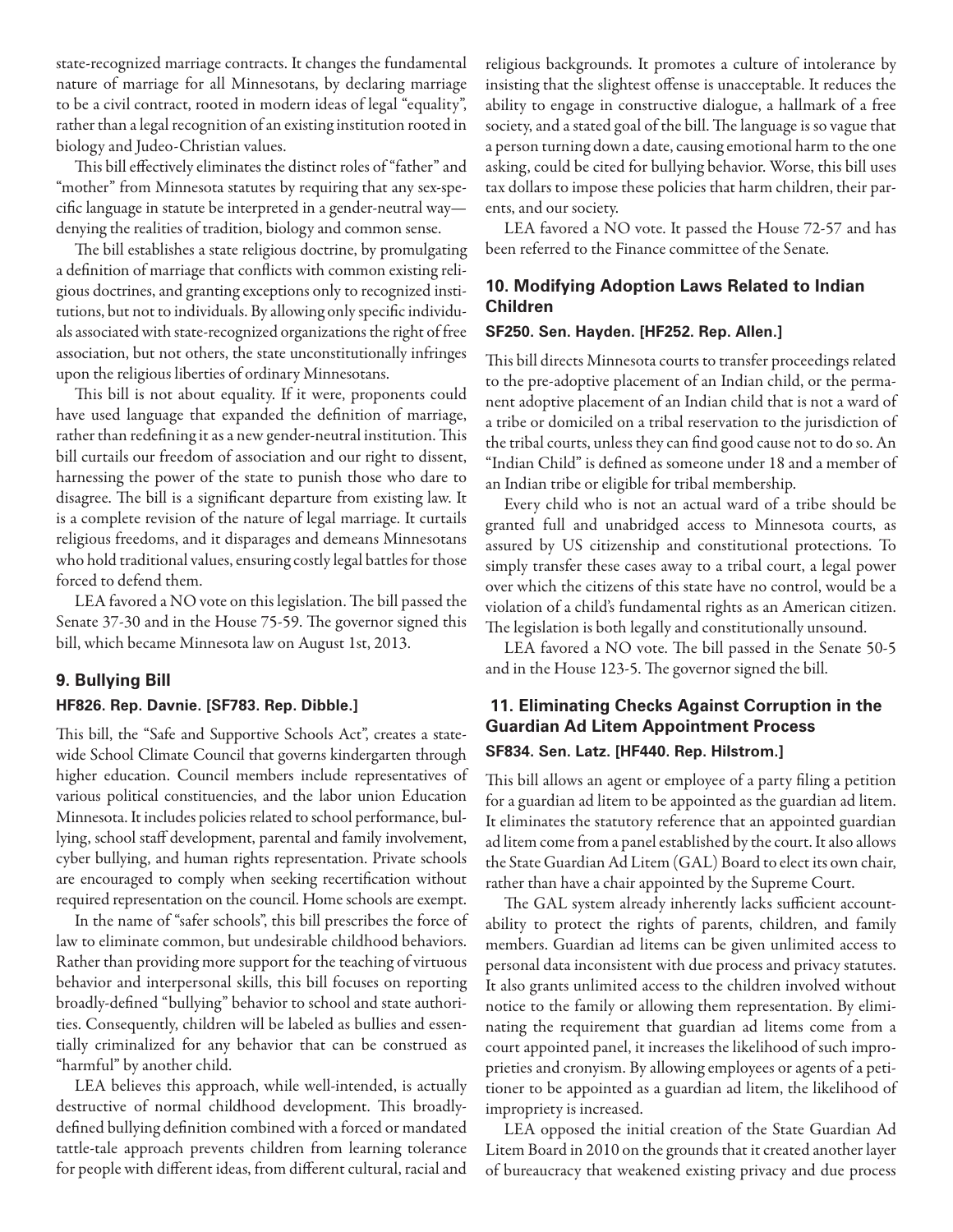state-recognized marriage contracts. It changes the fundamental nature of marriage for all Minnesotans, by declaring marriage to be a civil contract, rooted in modern ideas of legal "equality", rather than a legal recognition of an existing institution rooted in biology and Judeo-Christian values.

This bill effectively eliminates the distinct roles of "father" and "mother" from Minnesota statutes by requiring that any sex-specific language in statute be interpreted in a gender-neutral way—denying the realities of tradition, biology and common sense.

The bill establishes a state religious doctrine, by promulgating a definition of marriage that conflicts with common existing religious doctrines, and granting exceptions only to recognized institutions, but not to individuals. By allowing only specific individuals associated with state-recognized organizations the right of free association, but not others, the state unconstitutionally infringes upon the religious liberties of ordinary Minnesotans.

This bill is not about equality. If it were, proponents could have used language that expanded the definition of marriage, rather than redefining it as a new gender-neutral institution. This bill curtails our freedom of association and our right to dissent, harnessing the power of the state to punish those who dare to disagree. The bill is a significant departure from existing law. It is a complete revision of the nature of legal marriage. It curtails religious freedoms, and it disparages and demeans Minnesotans who hold traditional values, ensuring costly legal battles for those forced to defend them.

LEA favored a NO vote on this legislation. The bill passed the Senate 37-30 and in the House 75-59. The governor signed this bill, which became Minnesota law on August 1st, 2013.

### 9. Bullying Bill

#### HF826. Rep. Davnie. [SF783. Rep. Dibble.]

This bill, the "Safe and Supportive Schools Act", creates a statewide School Climate Council that governs kindergarten through higher education. Council members include representatives of various political constituencies, and the labor union Education Minnesota. It includes policies related to school performance, bullying, school staff development, parental and family involvement, cyber bullying, and human rights representation. Private schools are encouraged to comply when seeking recertification without required representation on the council. Home schools are exempt.

In the name of "safer schools", this bill prescribes the force of law to eliminate common, but undesirable childhood behaviors. Rather than providing more support for the teaching of virtuous behavior and interpersonal skills, this bill focuses on reporting broadly-defined "bullying" behavior to school and state authorities. Consequently, children will be labeled as bullies and essentially criminalized for any behavior that can be construed as "harmful" by another child.

LEA believes this approach, while well-intended, is actually destructive of normal childhood development. This broadly-defined bullying definition combined with a forced or mandated tattle-tale approach prevents children from learning tolerance for people with different ideas, from different cultural, racial and religious backgrounds. It promotes a culture of intolerance by insisting that the slightest offense is unacceptable. It reduces the ability to engage in constructive dialogue, a hallmark of a free society, and a stated goal of the bill. The language is so vague that a person turning down a date, causing emotional harm to the one asking, could be cited for bullying behavior. Worse, this bill uses tax dollars to impose these policies that harm children, their parents, and our society.

LEA favored a NO vote. It passed the House 72-57 and has been referred to the Finance committee of the Senate.

### 10. Modifying Adoption Laws Related to Indian Children

#### SF250. Sen. Hayden. [HF252. Rep. Allen.]

This bill directs Minnesota courts to transfer proceedings related to the pre-adoptive placement of an Indian child, or the permanent adoptive placement of an Indian child that is not a ward of a tribe or domiciled on a tribal reservation to the jurisdiction of the tribal courts, unless they can find good cause not to do so. An "Indian Child" is defined as someone under 18 and a member of an Indian tribe or eligible for tribal membership.

Every child who is not an actual ward of a tribe should be granted full and unabridged access to Minnesota courts, as assured by US citizenship and constitutional protections. To simply transfer these cases away to a tribal court, a legal power over which the citizens of this state have no control, would be a violation of a child's fundamental rights as an American citizen. The legislation is both legally and constitutionally unsound.

LEA favored a NO vote. The bill passed in the Senate 50-5 and in the House 123-5. The governor signed the bill.

### 11. Eliminating Checks Against Corruption in the Guardian Ad Litem Appointment Process

#### SF834. Sen. Latz. [HF440. Rep. Hilstrom.]

This bill allows an agent or employee of a party filing a petition for a guardian ad litem to be appointed as the guardian ad litem. It eliminates the statutory reference that an appointed guardian ad litem come from a panel established by the court. It also allows the State Guardian Ad Litem (GAL) Board to elect its own chair, rather than have a chair appointed by the Supreme Court.

The GAL system already inherently lacks sufficient accountability to protect the rights of parents, children, and family members. Guardian ad litems can be given unlimited access to personal data inconsistent with due process and privacy statutes. It also grants unlimited access to the children involved without notice to the family or allowing them representation. By eliminating the requirement that guardian ad litems come from a court appointed panel, it increases the likelihood of such improprieties and cronyism. By allowing employees or agents of a petitioner to be appointed as a guardian ad litem, the likelihood of impropriety is increased.

LEA opposed the initial creation of the State Guardian Ad Litem Board in 2010 on the grounds that it created another layer of bureaucracy that weakened existing privacy and due process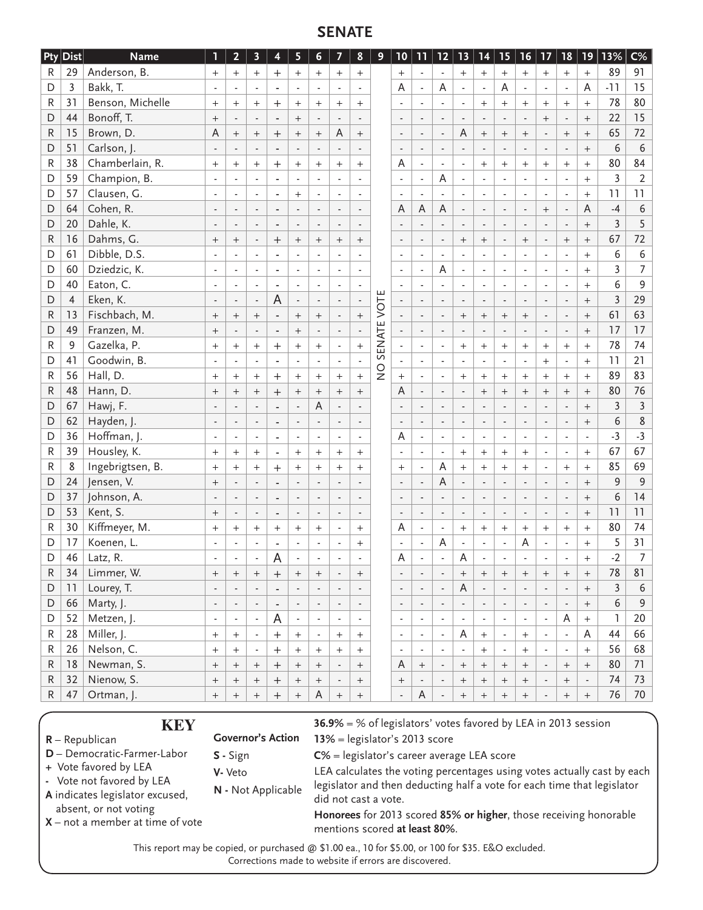## SENATE

| Pty | Dist | Name | 1 | 2 | 3 | 4 | 5 | 6 | 7 | 8 | 9 | 10 | 11 | 12 | 13 | 14 | 15 | 16 | 17 | 18 | 19 | 13% | C% |
|---|---|---|---|---|---|---|---|---|---|---|---|---|---|---|---|---|---|---|---|---|---|---|---|
| R | 29 | Anderson, B. | + | + | + | + | + | + | + | + | NO SENATE VOTE | + | - | - | + | + | + | + | + | + | + | 89 | 91 |
| D | 3 | Bakk, T. | - | - | - | - | - | - | - | - | | A | - | A | - | - | A | - | - | - | A | -11 | 15 |
| R | 31 | Benson, Michelle | + | + | + | + | + | + | + | + | | - | - | - | - | + | + | + | + | + | + | 78 | 80 |
| D | 44 | Bonoff, T. | + | - | - | - | + | - | - | - | | - | - | - | - | - | - | - | + | - | + | 22 | 15 |
| R | 15 | Brown, D. | A | + | + | + | + | + | A | + | | - | - | - | A | + | + | + | - | + | + | 65 | 72 |
| D | 51 | Carlson, J. | - | - | - | - | - | - | - | - | | - | - | - | - | - | - | - | - | - | + | 6 | 6 |
| R | 38 | Chamberlain, R. | + | + | + | + | + | + | + | + | | A | - | - | - | + | + | + | + | + | + | 80 | 84 |
| D | 59 | Champion, B. | - | - | - | - | - | - | - | - | | - | - | A | - | - | - | - | - | - | + | 3 | 2 |
| D | 57 | Clausen, G. | - | - | - | - | + | - | - | - | | - | - | - | - | - | - | - | - | - | + | 11 | 11 |
| D | 64 | Cohen, R. | - | - | - | - | - | - | - | - | | A | A | A | - | - | - | - | + | - | A | -4 | 6 |
| D | 20 | Dahle, K. | - | - | - | - | - | - | - | - | | - | - | - | - | - | - | - | - | - | + | 3 | 5 |
| R | 16 | Dahms, G. | + | + | - | + | + | + | + | + | | - | - | - | + | + | - | + | - | + | + | 67 | 72 |
| D | 61 | Dibble, D.S. | - | - | - | - | - | - | - | - | | - | - | - | - | - | - | - | - | - | + | 6 | 6 |
| D | 60 | Dziedzic, K. | - | - | - | - | - | - | - | - | | - | - | A | - | - | - | - | - | - | + | 3 | 7 |
| D | 40 | Eaton, C. | - | - | - | - | - | - | - | - | | - | - | - | - | - | - | - | - | - | + | 6 | 9 |
| D | 4 | Eken, K. | - | - | - | A | - | - | - | - | | - | - | - | - | - | - | - | - | - | + | 3 | 29 |
| R | 13 | Fischbach, M. | + | + | + | - | + | + | - | + | | - | - | - | + | + | + | + | - | - | + | 61 | 63 |
| D | 49 | Franzen, M. | + | - | - | - | + | - | - | - | | - | - | - | - | - | - | - | - | - | + | 17 | 17 |
| R | 9 | Gazelka, P. | + | + | + | + | + | + | - | + | | - | - | - | + | + | + | + | + | + | + | 78 | 74 |
| D | 41 | Goodwin, B. | - | - | - | - | - | - | - | - | | - | - | - | - | - | - | - | + | - | + | 11 | 21 |
| R | 56 | Hall, D. | + | + | + | + | + | + | + | + | | + | - | - | + | + | + | + | + | + | + | 89 | 83 |
| R | 48 | Hann, D. | + | + | + | + | + | + | + | + | | A | - | - | - | + | + | + | + | + | + | 80 | 76 |
| D | 67 | Hawj, F. | - | - | - | - | - | A | - | - | | - | - | - | - | - | - | - | - | - | + | 3 | 3 |
| D | 62 | Hayden, J. | - | - | - | - | - | - | - | - | | - | - | - | - | - | - | - | - | - | + | 6 | 8 |
| D | 36 | Hoffman, J. | - | - | - | - | - | - | - | - | | A | - | - | - | - | - | - | - | - | - | -3 | -3 |
| R | 39 | Housley, K. | + | + | + | - | + | + | + | + | | - | - | - | + | + | + | + | - | - | + | 67 | 67 |
| R | 8 | Ingebrigtsen, B. | + | + | + | + | + | + | + | + | | + | - | A | + | + | + | + | - | + | + | 85 | 69 |
| D | 24 | Jensen, V. | + | - | - | - | - | - | - | - | | - | - | A | - | - | - | - | - | - | + | 9 | 9 |
| D | 37 | Johnson, A. | - | - | - | - | - | - | - | - | | - | - | - | - | - | - | - | - | - | + | 6 | 14 |
| D | 53 | Kent, S. | + | - | - | - | - | - | - | - | | - | - | - | - | - | - | - | - | - | + | 11 | 11 |
| R | 30 | Kiffmeyer, M. | + | + | + | + | + | + | - | + | | A | - | - | + | + | + | + | + | + | + | 80 | 74 |
| D | 17 | Koenen, L. | - | - | - | - | - | - | - | + | | - | - | A | - | - | - | A | - | - | + | 5 | 31 |
| D | 46 | Latz, R. | - | - | - | A | - | - | - | - | | A | - | - | A | - | - | - | - | - | + | -2 | 7 |
| R | 34 | Limmer, W. | + | + | + | + | + | + | - | + | | - | - | - | + | + | + | + | + | + | + | 78 | 81 |
| D | 11 | Lourey, T. | - | - | - | - | - | - | - | - | | - | - | - | A | - | - | - | - | - | + | 3 | 6 |
| D | 66 | Marty, J. | - | - | - | - | - | - | - | - | | - | - | - | - | - | - | - | - | - | + | 6 | 9 |
| D | 52 | Metzen, J. | - | - | - | A | - | - | - | - | | - | - | - | - | - | - | - | - | A | + | 1 | 20 |
| R | 28 | Miller, J. | + | + | - | + | + | - | + | + | | - | - | - | A | + | - | + | - | - | A | 44 | 66 |
| R | 26 | Nelson, C. | + | + | - | + | + | + | + | + | | - | - | - | - | + | - | + | - | - | + | 56 | 68 |
| R | 18 | Newman, S. | + | + | + | + | + | + | - | + | | A | + | - | + | + | + | + | - | + | + | 80 | 71 |
| R | 32 | Nienow, S. | + | + | + | + | + | + | - | + | | + | - | - | + | + | + | + | - | + | - | 74 | 73 |
| R | 47 | Ortman, J. | + | + | + | + | + | A | + | + | | - | A | - | + | + | + | + | - | + | + | 76 | 70 |

**KEY**

**R** – Republican
**D** – Democratic-Farmer-Labor
**+** Vote favored by LEA
**-** Vote not favored by LEA
**A** indicates legislator excused, absent, or not voting
**X** – not a member at time of vote

**Governor's Action**
**S -** Sign
**V-** Veto
**N -** Not Applicable

**36.9%** = % of legislators' votes favored by LEA in 2013 session
**13%** = legislator's 2013 score
**C%** = legislator's career average LEA score
LEA calculates the voting percentages using votes actually cast by each legislator and then deducting half a vote for each time that legislator did not cast a vote.
**Honorees** for 2013 scored **85% or higher**, those receiving honorable mentions scored **at least 80%**.

This report may be copied, or purchased @ $1.00 ea., 10 for $5.00, or 100 for $35. E&O excluded.
Corrections made to website if errors are discovered.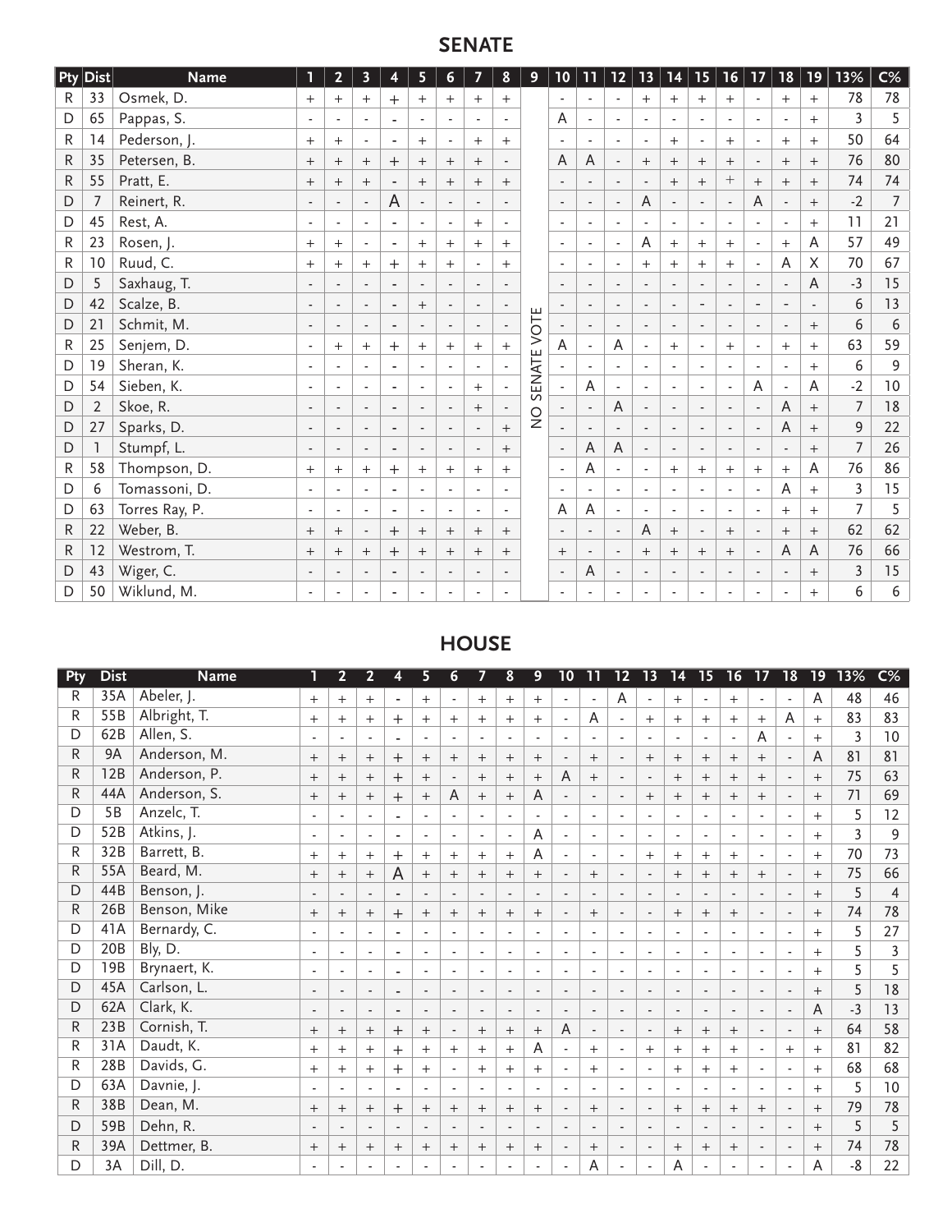## SENATE

| Pty | Dist | Name | 1 | 2 | 3 | 4 | 5 | 6 | 7 | 8 | 9 | 10 | 11 | 12 | 13 | 14 | 15 | 16 | 17 | 18 | 19 | 13% | C% |
|---|---|---|---|---|---|---|---|---|---|---|---|---|---|---|---|---|---|---|---|---|---|---|---|
| R | 33 | Osmek, D. | + | + | + | + | + | + | + | + | NO SENATE VOTE | - | - | - | + | + | + | + | - | + | + | 78 | 78 |
| D | 65 | Pappas, S. | - | - | - | - | - | - | - | - | | A | - | - | - | - | - | - | - | - | + | 3 | 5 |
| R | 14 | Pederson, J. | + | + | - | - | + | - | + | + | | - | - | - | - | + | - | + | - | + | + | 50 | 64 |
| R | 35 | Petersen, B. | + | + | + | + | + | + | + | - | | A | A | - | + | + | + | + | - | + | + | 76 | 80 |
| R | 55 | Pratt, E. | + | + | + | - | + | + | + | + | | - | - | - | - | + | + | + | + | + | + | 74 | 74 |
| D | 7 | Reinert, R. | - | - | - | A | - | - | - | - | | - | - | - | A | - | - | - | A | - | + | -2 | 7 |
| D | 45 | Rest, A. | - | - | - | - | - | - | + | - | | - | - | - | - | - | - | - | - | - | + | 11 | 21 |
| R | 23 | Rosen, J. | + | + | - | - | + | + | + | + | | - | - | - | A | + | + | + | - | + | A | 57 | 49 |
| R | 10 | Ruud, C. | + | + | + | + | + | + | - | + | | - | - | - | + | + | + | + | - | A | X | 70 | 67 |
| D | 5 | Saxhaug, T. | - | - | - | - | - | - | - | - | | - | - | - | - | - | - | - | - | - | A | -3 | 15 |
| D | 42 | Scalze, B. | - | - | - | - | + | - | - | - | | - | - | - | - | - | - | - | - | - | - | 6 | 13 |
| D | 21 | Schmit, M. | - | - | - | - | - | - | - | - | | - | - | - | - | - | - | - | - | - | + | 6 | 6 |
| R | 25 | Senjem, D. | - | + | + | + | + | + | + | + | | A | - | A | - | + | - | + | - | + | + | 63 | 59 |
| D | 19 | Sheran, K. | - | - | - | - | - | - | - | - | | - | - | - | - | - | - | - | - | - | + | 6 | 9 |
| D | 54 | Sieben, K. | - | - | - | - | - | - | + | - | | - | A | - | - | - | - | - | A | - | A | -2 | 10 |
| D | 2 | Skoe, R. | - | - | - | - | - | - | + | - | | - | - | A | - | - | - | - | - | A | + | 7 | 18 |
| D | 27 | Sparks, D. | - | - | - | - | - | - | - | + | | - | - | - | - | - | - | - | - | A | + | 9 | 22 |
| D | 1 | Stumpf, L. | - | - | - | - | - | - | - | + | | - | A | A | - | - | - | - | - | - | + | 7 | 26 |
| R | 58 | Thompson, D. | + | + | + | + | + | + | + | + | | - | A | - | - | + | + | + | + | + | A | 76 | 86 |
| D | 6 | Tomassoni, D. | - | - | - | - | - | - | - | - | | - | - | - | - | - | - | - | - | A | + | 3 | 15 |
| D | 63 | Torres Ray, P. | - | - | - | - | - | - | - | - | | A | A | - | - | - | - | - | - | + | + | 7 | 5 |
| R | 22 | Weber, B. | + | + | - | + | + | + | + | + | | - | - | - | A | + | - | + | - | + | + | 62 | 62 |
| R | 12 | Westrom, T. | + | + | + | + | + | + | + | + | | + | - | - | + | + | + | + | - | A | A | 76 | 66 |
| D | 43 | Wiger, C. | - | - | - | - | - | - | - | - | | - | A | - | - | - | - | - | - | - | + | 3 | 15 |
| D | 50 | Wiklund, M. | - | - | - | - | - | - | - | - | | - | - | - | - | - | - | - | - | - | + | 6 | 6 |

## HOUSE

| Pty | Dist | Name | 1 | 2 | 2 | 4 | 5 | 6 | 7 | 8 | 9 | 10 | 11 | 12 | 13 | 14 | 15 | 16 | 17 | 18 | 19 | 13% | C% |
|---|---|---|---|---|---|---|---|---|---|---|---|---|---|---|---|---|---|---|---|---|---|---|---|
| R | 35A | Abeler, J. | + | + | + | - | + | - | + | + | + | - | - | A | - | + | - | + | - | - | A | 48 | 46 |
| R | 55B | Albright, T. | + | + | + | + | + | + | + | + | + | - | A | - | + | + | + | + | + | A | + | 83 | 83 |
| D | 62B | Allen, S. | - | - | - | - | - | - | - | - | - | - | - | - | - | - | - | - | A | - | + | 3 | 10 |
| R | 9A | Anderson, M. | + | + | + | + | + | + | + | + | + | - | + | - | + | + | + | + | + | - | A | 81 | 81 |
| R | 12B | Anderson, P. | + | + | + | + | + | - | + | + | + | A | + | - | - | + | + | + | + | - | + | 75 | 63 |
| R | 44A | Anderson, S. | + | + | + | + | + | A | + | + | A | - | - | - | + | + | + | + | + | - | + | 71 | 69 |
| D | 5B | Anzelc, T. | - | - | - | - | - | - | - | - | - | - | - | - | - | - | - | - | - | - | + | 5 | 12 |
| D | 52B | Atkins, J. | - | - | - | - | - | - | - | - | A | - | - | - | - | - | - | - | - | - | + | 3 | 9 |
| R | 32B | Barrett, B. | + | + | + | + | + | + | + | + | A | - | - | - | + | + | + | + | - | - | + | 70 | 73 |
| R | 55A | Beard, M. | + | + | + | A | + | + | + | + | + | - | + | - | - | + | + | + | + | - | + | 75 | 66 |
| D | 44B | Benson, J. | - | - | - | - | - | - | - | - | - | - | - | - | - | - | - | - | - | - | + | 5 | 4 |
| R | 26B | Benson, Mike | + | + | + | + | + | + | + | + | + | - | + | - | - | + | + | + | - | - | + | 74 | 78 |
| D | 41A | Bernardy, C. | - | - | - | - | - | - | - | - | - | - | - | - | - | - | - | - | - | - | + | 5 | 27 |
| D | 20B | Bly, D. | - | - | - | - | - | - | - | - | - | - | - | - | - | - | - | - | - | - | + | 5 | 3 |
| D | 19B | Brynaert, K. | - | - | - | - | - | - | - | - | - | - | - | - | - | - | - | - | - | - | + | 5 | 5 |
| D | 45A | Carlson, L. | - | - | - | - | - | - | - | - | - | - | - | - | - | - | - | - | - | - | + | 5 | 18 |
| D | 62A | Clark, K. | - | - | - | - | - | - | - | - | - | - | - | - | - | - | - | - | - | - | A | -3 | 13 |
| R | 23B | Cornish, T. | + | + | + | + | + | - | + | + | + | A | - | - | - | + | + | + | - | - | + | 64 | 58 |
| R | 31A | Daudt, K. | + | + | + | + | + | + | + | + | A | - | + | - | + | + | + | + | - | + | + | 81 | 82 |
| R | 28B | Davids, G. | + | + | + | + | + | - | + | + | + | - | + | - | - | + | + | + | - | - | + | 68 | 68 |
| D | 63A | Davnie, J. | - | - | - | - | - | - | - | - | - | - | - | - | - | - | - | - | - | - | + | 5 | 10 |
| R | 38B | Dean, M. | + | + | + | + | + | + | + | + | + | - | + | - | - | + | + | + | + | - | + | 79 | 78 |
| D | 59B | Dehn, R. | - | - | - | - | - | - | - | - | - | - | - | - | - | - | - | - | - | - | + | 5 | 5 |
| R | 39A | Dettmer, B. | + | + | + | + | + | + | + | + | + | - | + | - | - | + | + | + | - | - | + | 74 | 78 |
| D | 3A | Dill, D. | - | - | - | - | - | - | - | - | - | - | A | - | - | A | - | - | - | - | A | -8 | 22 |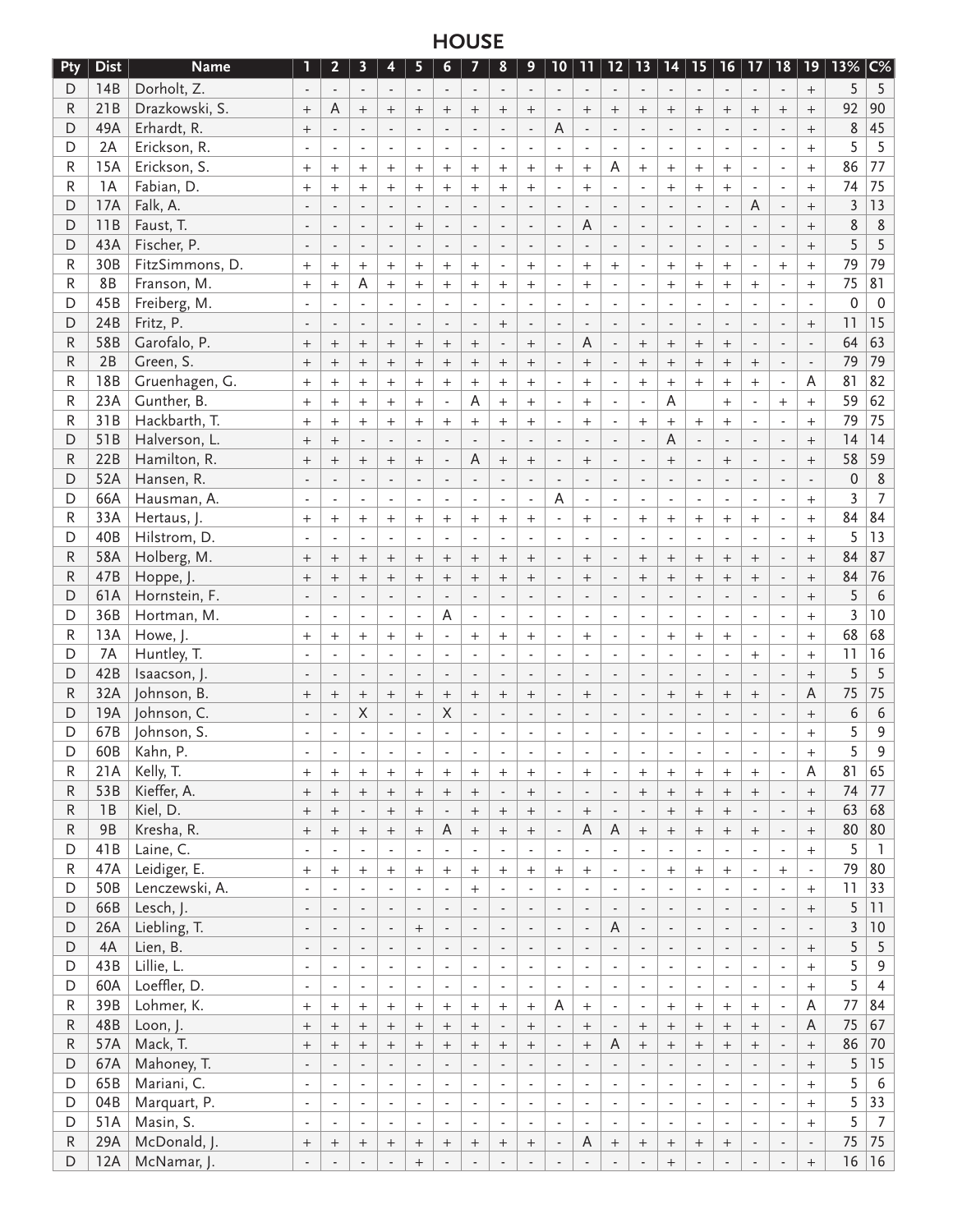# HOUSE

| Pty | Dist | Name | 1 | 2 | 3 | 4 | 5 | 6 | 7 | 8 | 9 | 10 | 11 | 12 | 13 | 14 | 15 | 16 | 17 | 18 | 19 | 13% | C% |
|---|---|---|---|---|---|---|---|---|---|---|---|---|---|---|---|---|---|---|---|---|---|---|---|
| D | 14B | Dorholt, Z. | - | - | - | - | - | - | - | - | - | - | - | - | - | - | - | - | - | - | + | 5 | 5 |
| R | 21B | Drazkowski, S. | + | A | + | + | + | + | + | + | + | - | + | + | + | + | + | + | + | + | + | 92 | 90 |
| D | 49A | Erhardt, R. | + | - | - | - | - | - | - | - | - | A | - | - | - | - | - | - | - | - | + | 8 | 45 |
| D | 2A | Erickson, R. | - | - | - | - | - | - | - | - | - | - | - | - | - | - | - | - | - | - | + | 5 | 5 |
| R | 15A | Erickson, S. | + | + | + | + | + | + | + | + | + | + | + | A | + | + | + | + | - | - | + | 86 | 77 |
| R | 1A | Fabian, D. | + | + | + | + | + | + | + | + | + | - | + | - | - | + | + | + | - | - | + | 74 | 75 |
| D | 17A | Falk, A. | - | - | - | - | - | - | - | - | - | - | - | - | - | - | - | - | A | - | + | 3 | 13 |
| D | 11B | Faust, T. | - | - | - | - | + | - | - | - | - | - | A | - | - | - | - | - | - | - | + | 8 | 8 |
| D | 43A | Fischer, P. | - | - | - | - | - | - | - | - | - | - | - | - | - | - | - | - | - | - | + | 5 | 5 |
| R | 30B | FitzSimmons, D. | + | + | + | + | + | + | + | - | + | - | + | + | - | + | + | + | - | + | + | 79 | 79 |
| R | 8B | Franson, M. | + | + | A | + | + | + | + | + | + | - | + | - | - | + | + | + | + | - | + | 75 | 81 |
| D | 45B | Freiberg, M. | - | - | - | - | - | - | - | - | - | - | - | - | - | - | - | - | - | - | - | 0 | 0 |
| D | 24B | Fritz, P. | - | - | - | - | - | - | - | + | - | - | - | - | - | - | - | - | - | - | + | 11 | 15 |
| R | 58B | Garofalo, P. | + | + | + | + | + | + | + | - | + | - | A | - | + | + | + | + | - | - | - | 64 | 63 |
| R | 2B | Green, S. | + | + | + | + | + | + | + | + | + | - | + | - | + | + | + | + | + | - | - | 79 | 79 |
| R | 18B | Gruenhagen, G. | + | + | + | + | + | + | + | + | + | - | + | - | + | + | + | + | + | - | A | 81 | 82 |
| R | 23A | Gunther, B. | + | + | + | + | + | - | A | + | + | - | + | - | - | A | | + | - | + | + | 59 | 62 |
| R | 31B | Hackbarth, T. | + | + | + | + | + | + | + | + | + | - | + | - | + | + | + | + | - | - | + | 79 | 75 |
| D | 51B | Halverson, L. | + | + | - | - | - | - | - | - | - | - | - | - | - | A | - | - | - | - | + | 14 | 14 |
| R | 22B | Hamilton, R. | + | + | + | + | + | - | A | + | + | - | + | - | - | + | - | + | - | - | + | 58 | 59 |
| D | 52A | Hansen, R. | - | - | - | - | - | - | - | - | - | - | - | - | - | - | - | - | - | - | - | 0 | 8 |
| D | 66A | Hausman, A. | - | - | - | - | - | - | - | - | - | A | - | - | - | - | - | - | - | - | + | 3 | 7 |
| R | 33A | Hertaus, J. | + | + | + | + | + | + | + | + | + | - | + | - | + | + | + | + | + | - | + | 84 | 84 |
| D | 40B | Hilstrom, D. | - | - | - | - | - | - | - | - | - | - | - | - | - | - | - | - | - | - | + | 5 | 13 |
| R | 58A | Holberg, M. | + | + | + | + | + | + | + | + | + | - | + | - | + | + | + | + | + | - | + | 84 | 87 |
| R | 47B | Hoppe, J. | + | + | + | + | + | + | + | + | + | - | + | - | + | + | + | + | + | - | + | 84 | 76 |
| D | 61A | Hornstein, F. | - | - | - | - | - | - | - | - | - | - | - | - | - | - | - | - | - | - | + | 5 | 6 |
| D | 36B | Hortman, M. | - | - | - | - | - | A | - | - | - | - | - | - | - | - | - | - | - | - | + | 3 | 10 |
| R | 13A | Howe, J. | + | + | + | + | + | - | + | + | + | - | + | - | - | + | + | + | - | - | + | 68 | 68 |
| D | 7A | Huntley, T. | - | - | - | - | - | - | - | - | - | - | - | - | - | - | - | - | + | - | + | 11 | 16 |
| D | 42B | Isaacson, J. | - | - | - | - | - | - | - | - | - | - | - | - | - | - | - | - | - | - | + | 5 | 5 |
| R | 32A | Johnson, B. | + | + | + | + | + | + | + | + | + | - | + | - | - | + | + | + | + | - | A | 75 | 75 |
| D | 19A | Johnson, C. | - | - | X | - | - | X | - | - | - | - | - | - | - | - | - | - | - | - | + | 6 | 6 |
| D | 67B | Johnson, S. | - | - | - | - | - | - | - | - | - | - | - | - | - | - | - | - | - | - | + | 5 | 9 |
| D | 60B | Kahn, P. | - | - | - | - | - | - | - | - | - | - | - | - | - | - | - | - | - | - | + | 5 | 9 |
| R | 21A | Kelly, T. | + | + | + | + | + | + | + | + | + | - | + | - | + | + | + | + | + | - | A | 81 | 65 |
| R | 53B | Kieffer, A. | + | + | + | + | + | + | + | - | + | - | - | - | + | + | + | + | + | - | + | 74 | 77 |
| R | 1B | Kiel, D. | + | + | - | + | + | - | + | + | + | - | + | - | - | + | + | + | - | - | + | 63 | 68 |
| R | 9B | Kresha, R. | + | + | + | + | + | A | + | + | + | - | A | A | + | + | + | + | + | - | + | 80 | 80 |
| D | 41B | Laine, C. | - | - | - | - | - | - | - | - | - | - | - | - | - | - | - | - | - | - | + | 5 | 1 |
| R | 47A | Leidiger, E. | + | + | + | + | + | + | + | + | + | + | + | - | - | + | + | + | - | + | - | 79 | 80 |
| D | 50B | Lenczewski, A. | - | - | - | - | - | - | + | - | - | - | - | - | - | - | - | - | - | - | + | 11 | 33 |
| D | 66B | Lesch, J. | - | - | - | - | - | - | - | - | - | - | - | - | - | - | - | - | - | - | + | 5 | 11 |
| D | 26A | Liebling, T. | - | - | - | - | + | - | - | - | - | - | - | A | - | - | - | - | - | - | - | 3 | 10 |
| D | 4A | Lien, B. | - | - | - | - | - | - | - | - | - | - | - | - | - | - | - | - | - | - | + | 5 | 5 |
| D | 43B | Lillie, L. | - | - | - | - | - | - | - | - | - | - | - | - | - | - | - | - | - | - | + | 5 | 9 |
| D | 60A | Loeffler, D. | - | - | - | - | - | - | - | - | - | - | - | - | - | - | - | - | - | - | + | 5 | 4 |
| R | 39B | Lohmer, K. | + | + | + | + | + | + | + | + | + | A | + | - | - | + | + | + | + | - | A | 77 | 84 |
| R | 48B | Loon, J. | + | + | + | + | + | + | + | - | + | - | + | - | + | + | + | + | + | - | A | 75 | 67 |
| R | 57A | Mack, T. | + | + | + | + | + | + | + | + | + | - | + | A | + | + | + | + | + | - | + | 86 | 70 |
| D | 67A | Mahoney, T. | - | - | - | - | - | - | - | - | - | - | - | - | - | - | - | - | - | - | + | 5 | 15 |
| D | 65B | Mariani, C. | - | - | - | - | - | - | - | - | - | - | - | - | - | - | - | - | - | - | + | 5 | 6 |
| D | 04B | Marquart, P. | - | - | - | - | - | - | - | - | - | - | - | - | - | - | - | - | - | - | + | 5 | 33 |
| D | 51A | Masin, S. | - | - | - | - | - | - | - | - | - | - | - | - | - | - | - | - | - | - | + | 5 | 7 |
| R | 29A | McDonald, J. | + | + | + | + | + | + | + | + | + | - | A | + | + | + | + | + | - | - | - | 75 | 75 |
| D | 12A | McNamar, J. | - | - | - | - | + | - | - | - | - | - | - | - | - | + | - | - | - | - | + | 16 | 16 |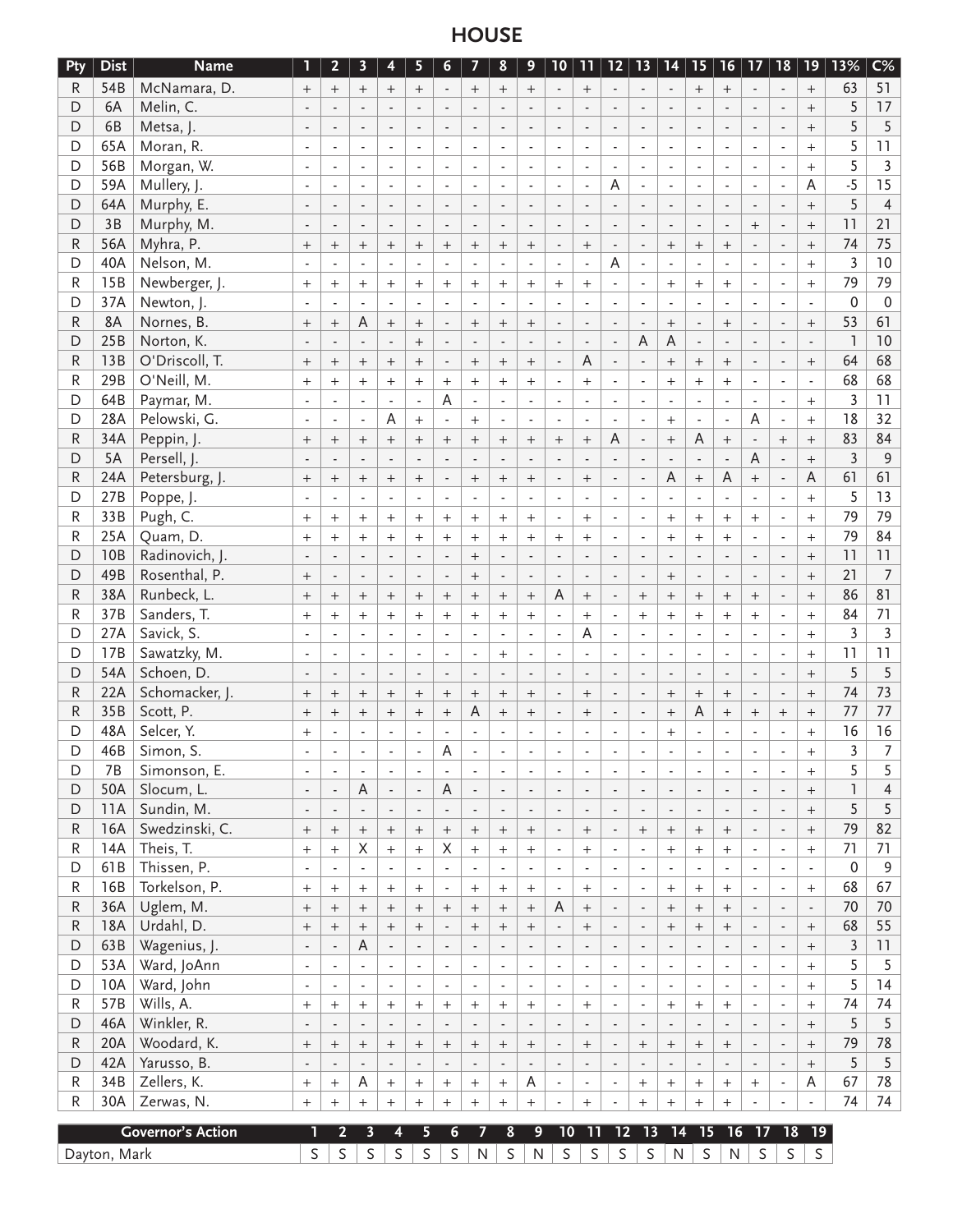## HOUSE

| Pty | Dist | Name | 1 | 2 | 3 | 4 | 5 | 6 | 7 | 8 | 9 | 10 | 11 | 12 | 13 | 14 | 15 | 16 | 17 | 18 | 19 | 13% | C% |
|---|---|---|---|---|---|---|---|---|---|---|---|---|---|---|---|---|---|---|---|---|---|---|---|
| R | 54B | McNamara, D. | + | + | + | + | + | - | + | + | + | - | + | - | - | - | + | + | - | - | + | 63 | 51 |
| D | 6A | Melin, C. | - | - | - | - | - | - | - | - | - | - | - | - | - | - | - | - | - | - | + | 5 | 17 |
| D | 6B | Metsa, J. | - | - | - | - | - | - | - | - | - | - | - | - | - | - | - | - | - | - | + | 5 | 5 |
| D | 65A | Moran, R. | - | - | - | - | - | - | - | - | - | - | - | - | - | - | - | - | - | - | + | 5 | 11 |
| D | 56B | Morgan, W. | - | - | - | - | - | - | - | - | - | - | - | - | - | - | - | - | - | - | + | 5 | 3 |
| D | 59A | Mullery, J. | - | - | - | - | - | - | - | - | - | - | - | A | - | - | - | - | - | - | A | -5 | 15 |
| D | 64A | Murphy, E. | - | - | - | - | - | - | - | - | - | - | - | - | - | - | - | - | - | - | + | 5 | 4 |
| D | 3B | Murphy, M. | - | - | - | - | - | - | - | - | - | - | - | - | - | - | - | - | + | - | + | 11 | 21 |
| R | 56A | Myhra, P. | + | + | + | + | + | + | + | + | + | - | + | - | - | + | + | + | - | - | + | 74 | 75 |
| D | 40A | Nelson, M. | - | - | - | - | - | - | - | - | - | - | - | A | - | - | - | - | - | - | + | 3 | 10 |
| R | 15B | Newberger, J. | + | + | + | + | + | + | + | + | + | + | + | - | - | + | + | + | - | - | + | 79 | 79 |
| D | 37A | Newton, J. | - | - | - | - | - | - | - | - | - | - | - | - | - | - | - | - | - | - | - | 0 | 0 |
| R | 8A | Nornes, B. | + | + | A | + | + | - | + | + | + | - | - | - | - | + | - | + | - | - | + | 53 | 61 |
| D | 25B | Norton, K. | - | - | - | - | + | - | - | - | - | - | - | - | A | A | - | - | - | - | - | 1 | 10 |
| R | 13B | O'Driscoll, T. | + | + | + | + | + | - | + | + | + | - | A | - | - | + | + | + | - | - | + | 64 | 68 |
| R | 29B | O'Neill, M. | + | + | + | + | + | + | + | + | + | - | + | - | - | + | + | + | - | - | - | 68 | 68 |
| D | 64B | Paymar, M. | - | - | - | - | - | A | - | - | - | - | - | - | - | - | - | - | - | - | + | 3 | 11 |
| D | 28A | Pelowski, G. | - | - | - | A | + | - | + | - | - | - | - | - | - | + | - | - | A | - | + | 18 | 32 |
| R | 34A | Peppin, J. | + | + | + | + | + | + | + | + | + | + | + | A | - | + | A | + | - | + | + | 83 | 84 |
| D | 5A | Persell, J. | - | - | - | - | - | - | - | - | - | - | - | - | - | - | - | - | A | - | + | 3 | 9 |
| R | 24A | Petersburg, J. | + | + | + | + | + | - | + | + | + | - | + | - | - | A | + | A | + | - | A | 61 | 61 |
| D | 27B | Poppe, J. | - | - | - | - | - | - | - | - | - | - | - | - | - | - | - | - | - | - | + | 5 | 13 |
| R | 33B | Pugh, C. | + | + | + | + | + | + | + | + | + | - | + | - | - | + | + | + | + | - | + | 79 | 79 |
| R | 25A | Quam, D. | + | + | + | + | + | + | + | + | + | + | + | - | - | + | + | + | - | - | + | 79 | 84 |
| D | 10B | Radinovich, J. | - | - | - | - | - | - | + | - | - | - | - | - | - | - | - | - | - | - | + | 11 | 11 |
| D | 49B | Rosenthal, P. | + | - | - | - | - | - | + | - | - | - | - | - | - | + | - | - | - | - | + | 21 | 7 |
| R | 38A | Runbeck, L. | + | + | + | + | + | + | + | + | + | A | + | - | + | + | + | + | + | - | + | 86 | 81 |
| R | 37B | Sanders, T. | + | + | + | + | + | + | + | + | + | - | + | - | + | + | + | + | + | - | + | 84 | 71 |
| D | 27A | Savick, S. | - | - | - | - | - | - | - | - | - | - | A | - | - | - | - | - | - | - | + | 3 | 3 |
| D | 17B | Sawatzky, M. | - | - | - | - | - | - | - | + | - | - | - | - | - | - | - | - | - | - | + | 11 | 11 |
| D | 54A | Schoen, D. | - | - | - | - | - | - | - | - | - | - | - | - | - | - | - | - | - | - | + | 5 | 5 |
| R | 22A | Schomacker, J. | + | + | + | + | + | + | + | + | + | - | + | - | - | + | + | + | - | - | + | 74 | 73 |
| R | 35B | Scott, P. | + | + | + | + | + | + | A | + | + | - | + | - | - | + | A | + | + | + | + | 77 | 77 |
| D | 48A | Selcer, Y. | + | - | - | - | - | - | - | - | - | - | - | - | - | + | - | - | - | - | + | 16 | 16 |
| D | 46B | Simon, S. | - | - | - | - | - | A | - | - | - | - | - | - | - | - | - | - | - | - | + | 3 | 7 |
| D | 7B | Simonson, E. | - | - | - | - | - | - | - | - | - | - | - | - | - | - | - | - | - | - | + | 5 | 5 |
| D | 50A | Slocum, L. | - | - | A | - | - | A | - | - | - | - | - | - | - | - | - | - | - | - | + | 1 | 4 |
| D | 11A | Sundin, M. | - | - | - | - | - | - | - | - | - | - | - | - | - | - | - | - | - | - | + | 5 | 5 |
| R | 16A | Swedzinski, C. | + | + | + | + | + | + | + | + | + | - | + | - | + | + | + | + | - | - | + | 79 | 82 |
| R | 14A | Theis, T. | + | + | X | + | + | X | + | + | + | - | + | - | - | + | + | + | - | - | + | 71 | 71 |
| D | 61B | Thissen, P. | - | - | - | - | - | - | - | - | - | - | - | - | - | - | - | - | - | - | - | 0 | 9 |
| R | 16B | Torkelson, P. | + | + | + | + | + | - | + | + | + | - | + | - | - | + | + | + | - | - | + | 68 | 67 |
| R | 36A | Uglem, M. | + | + | + | + | + | + | + | + | + | A | + | - | - | + | + | + | - | - | - | 70 | 70 |
| R | 18A | Urdahl, D. | + | + | + | + | + | - | + | + | + | - | + | - | - | + | + | + | - | - | + | 68 | 55 |
| D | 63B | Wagenius, J. | - | - | A | - | - | - | - | - | - | - | - | - | - | - | - | - | - | - | + | 3 | 11 |
| D | 53A | Ward, JoAnn | - | - | - | - | - | - | - | - | - | - | - | - | - | - | - | - | - | - | + | 5 | 5 |
| D | 10A | Ward, John | - | - | - | - | - | - | - | - | - | - | - | - | - | - | - | - | - | - | + | 5 | 14 |
| R | 57B | Wills, A. | + | + | + | + | + | + | + | + | + | - | + | - | - | + | + | + | - | - | + | 74 | 74 |
| D | 46A | Winkler, R. | - | - | - | - | - | - | - | - | - | - | - | - | - | - | - | - | - | - | + | 5 | 5 |
| R | 20A | Woodard, K. | + | + | + | + | + | + | + | + | + | - | + | - | + | + | + | + | - | - | + | 79 | 78 |
| D | 42A | Yarusso, B. | - | - | - | - | - | - | - | - | - | - | - | - | - | - | - | - | - | - | + | 5 | 5 |
| R | 34B | Zellers, K. | + | + | A | + | + | + | + | + | A | - | - | - | + | + | + | + | + | - | A | 67 | 78 |
| R | 30A | Zerwas, N. | + | + | + | + | + | + | + | + | + | - | + | - | + | + | + | + | - | - | - | 74 | 74 |

| Governor's Action | 1 | 2 | 3 | 4 | 5 | 6 | 7 | 8 | 9 | 10 | 11 | 12 | 13 | 14 | 15 | 16 | 17 | 18 | 19 |
|---|---|---|---|---|---|---|---|---|---|---|---|---|---|---|---|---|---|---|---|
| Dayton, Mark | S | S | S | S | S | S | N | S | N | S | S | S | S | N | S | N | S | S | S |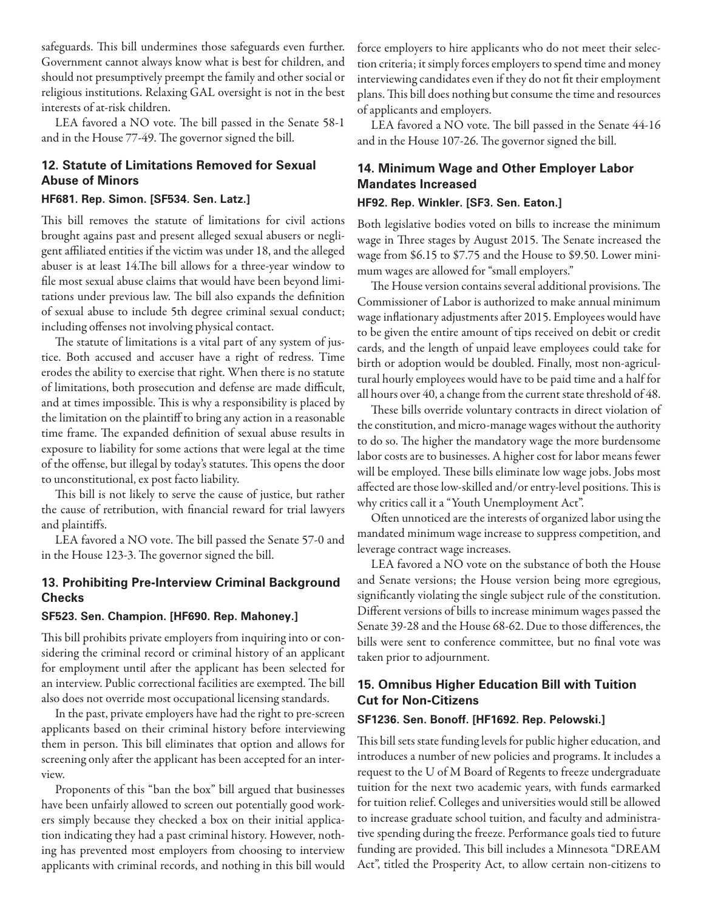safeguards. This bill undermines those safeguards even further. Government cannot always know what is best for children, and should not presumptively preempt the family and other social or religious institutions. Relaxing GAL oversight is not in the best interests of at-risk children.

LEA favored a NO vote. The bill passed in the Senate 58-1 and in the House 77-49. The governor signed the bill.

### 12. Statute of Limitations Removed for Sexual Abuse of Minors

#### HF681. Rep. Simon. [SF534. Sen. Latz.]

This bill removes the statute of limitations for civil actions brought agains past and present alleged sexual abusers or negligent affiliated entities if the victim was under 18, and the alleged abuser is at least 14.The bill allows for a three-year window to file most sexual abuse claims that would have been beyond limitations under previous law. The bill also expands the definition of sexual abuse to include 5th degree criminal sexual conduct; including offenses not involving physical contact.

The statute of limitations is a vital part of any system of justice. Both accused and accuser have a right of redress. Time erodes the ability to exercise that right. When there is no statute of limitations, both prosecution and defense are made difficult, and at times impossible. This is why a responsibility is placed by the limitation on the plaintiff to bring any action in a reasonable time frame. The expanded definition of sexual abuse results in exposure to liability for some actions that were legal at the time of the offense, but illegal by today's statutes. This opens the door to unconstitutional, ex post facto liability.

This bill is not likely to serve the cause of justice, but rather the cause of retribution, with financial reward for trial lawyers and plaintiffs.

LEA favored a NO vote. The bill passed the Senate 57-0 and in the House 123-3. The governor signed the bill.

### 13. Prohibiting Pre-Interview Criminal Background Checks

#### SF523. Sen. Champion. [HF690. Rep. Mahoney.]

This bill prohibits private employers from inquiring into or considering the criminal record or criminal history of an applicant for employment until after the applicant has been selected for an interview. Public correctional facilities are exempted. The bill also does not override most occupational licensing standards.

In the past, private employers have had the right to pre-screen applicants based on their criminal history before interviewing them in person. This bill eliminates that option and allows for screening only after the applicant has been accepted for an interview.

Proponents of this "ban the box" bill argued that businesses have been unfairly allowed to screen out potentially good workers simply because they checked a box on their initial application indicating they had a past criminal history. However, nothing has prevented most employers from choosing to interview applicants with criminal records, and nothing in this bill would force employers to hire applicants who do not meet their selection criteria; it simply forces employers to spend time and money interviewing candidates even if they do not fit their employment plans. This bill does nothing but consume the time and resources of applicants and employers.

LEA favored a NO vote. The bill passed in the Senate 44-16 and in the House 107-26. The governor signed the bill.

### 14. Minimum Wage and Other Employer Labor Mandates Increased

#### HF92. Rep. Winkler. [SF3. Sen. Eaton.]

Both legislative bodies voted on bills to increase the minimum wage in Three stages by August 2015. The Senate increased the wage from $6.15 to $7.75 and the House to $9.50. Lower minimum wages are allowed for "small employers."

The House version contains several additional provisions. The Commissioner of Labor is authorized to make annual minimum wage inflationary adjustments after 2015. Employees would have to be given the entire amount of tips received on debit or credit cards, and the length of unpaid leave employees could take for birth or adoption would be doubled. Finally, most non-agricultural hourly employees would have to be paid time and a half for all hours over 40, a change from the current state threshold of 48.

These bills override voluntary contracts in direct violation of the constitution, and micro-manage wages without the authority to do so. The higher the mandatory wage the more burdensome labor costs are to businesses. A higher cost for labor means fewer will be employed. These bills eliminate low wage jobs. Jobs most affected are those low-skilled and/or entry-level positions. This is why critics call it a "Youth Unemployment Act".

Often unnoticed are the interests of organized labor using the mandated minimum wage increase to suppress competition, and leverage contract wage increases.

LEA favored a NO vote on the substance of both the House and Senate versions; the House version being more egregious, significantly violating the single subject rule of the constitution. Different versions of bills to increase minimum wages passed the Senate 39-28 and the House 68-62. Due to those differences, the bills were sent to conference committee, but no final vote was taken prior to adjournment.

### 15. Omnibus Higher Education Bill with Tuition Cut for Non-Citizens

#### SF1236. Sen. Bonoff. [HF1692. Rep. Pelowski.]

This bill sets state funding levels for public higher education, and introduces a number of new policies and programs. It includes a request to the U of M Board of Regents to freeze undergraduate tuition for the next two academic years, with funds earmarked for tuition relief. Colleges and universities would still be allowed to increase graduate school tuition, and faculty and administrative spending during the freeze. Performance goals tied to future funding are provided. This bill includes a Minnesota "DREAM Act", titled the Prosperity Act, to allow certain non-citizens to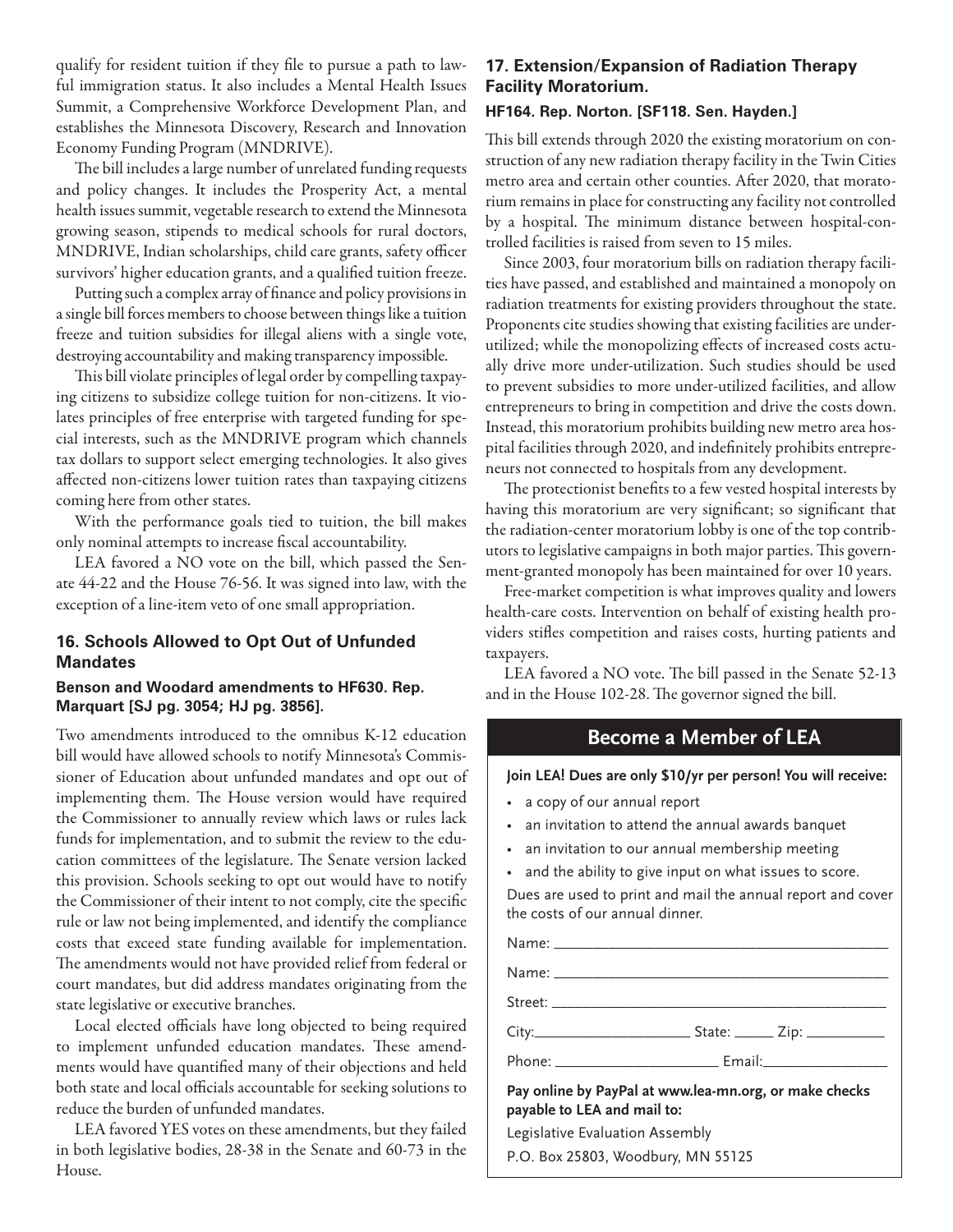qualify for resident tuition if they file to pursue a path to lawful immigration status. It also includes a Mental Health Issues Summit, a Comprehensive Workforce Development Plan, and establishes the Minnesota Discovery, Research and Innovation Economy Funding Program (MNDRIVE).

The bill includes a large number of unrelated funding requests and policy changes. It includes the Prosperity Act, a mental health issues summit, vegetable research to extend the Minnesota growing season, stipends to medical schools for rural doctors, MNDRIVE, Indian scholarships, child care grants, safety officer survivors' higher education grants, and a qualified tuition freeze.

Putting such a complex array of finance and policy provisions in a single bill forces members to choose between things like a tuition freeze and tuition subsidies for illegal aliens with a single vote, destroying accountability and making transparency impossible.

This bill violate principles of legal order by compelling taxpaying citizens to subsidize college tuition for non-citizens. It violates principles of free enterprise with targeted funding for special interests, such as the MNDRIVE program which channels tax dollars to support select emerging technologies. It also gives affected non-citizens lower tuition rates than taxpaying citizens coming here from other states.

With the performance goals tied to tuition, the bill makes only nominal attempts to increase fiscal accountability.

LEA favored a NO vote on the bill, which passed the Senate 44-22 and the House 76-56. It was signed into law, with the exception of a line-item veto of one small appropriation.

### 16. Schools Allowed to Opt Out of Unfunded Mandates

**Benson and Woodard amendments to HF630. Rep. Marquart [SJ pg. 3054; HJ pg. 3856].**

Two amendments introduced to the omnibus K-12 education bill would have allowed schools to notify Minnesota's Commissioner of Education about unfunded mandates and opt out of implementing them. The House version would have required the Commissioner to annually review which laws or rules lack funds for implementation, and to submit the review to the education committees of the legislature. The Senate version lacked this provision. Schools seeking to opt out would have to notify the Commissioner of their intent to not comply, cite the specific rule or law not being implemented, and identify the compliance costs that exceed state funding available for implementation. The amendments would not have provided relief from federal or court mandates, but did address mandates originating from the state legislative or executive branches.

Local elected officials have long objected to being required to implement unfunded education mandates. These amendments would have quantified many of their objections and held both state and local officials accountable for seeking solutions to reduce the burden of unfunded mandates.

LEA favored YES votes on these amendments, but they failed in both legislative bodies, 28-38 in the Senate and 60-73 in the House.

### 17. Extension/Expansion of Radiation Therapy Facility Moratorium.

**HF164. Rep. Norton. [SF118. Sen. Hayden.]**

This bill extends through 2020 the existing moratorium on construction of any new radiation therapy facility in the Twin Cities metro area and certain other counties. After 2020, that moratorium remains in place for constructing any facility not controlled by a hospital. The minimum distance between hospital-controlled facilities is raised from seven to 15 miles.

Since 2003, four moratorium bills on radiation therapy facilities have passed, and established and maintained a monopoly on radiation treatments for existing providers throughout the state. Proponents cite studies showing that existing facilities are under-utilized; while the monopolizing effects of increased costs actually drive more under-utilization. Such studies should be used to prevent subsidies to more under-utilized facilities, and allow entrepreneurs to bring in competition and drive the costs down. Instead, this moratorium prohibits building new metro area hospital facilities through 2020, and indefinitely prohibits entrepreneurs not connected to hospitals from any development.

The protectionist benefits to a few vested hospital interests by having this moratorium are very significant; so significant that the radiation-center moratorium lobby is one of the top contributors to legislative campaigns in both major parties. This government-granted monopoly has been maintained for over 10 years.

Free-market competition is what improves quality and lowers health-care costs. Intervention on behalf of existing health providers stifles competition and raises costs, hurting patients and taxpayers.

LEA favored a NO vote. The bill passed in the Senate 52-13 and in the House 102-28. The governor signed the bill.

## Become a Member of LEA

**Join LEA! Dues are only $10/yr per person! You will receive:**

- a copy of our annual report
- an invitation to attend the annual awards banquet
- an invitation to our annual membership meeting
- and the ability to give input on what issues to score.

Dues are used to print and mail the annual report and cover the costs of our annual dinner.

Name: ______________________________

Name: ______________________________

Street: ______________________________

City:_______________ State: _____ Zip: ________

Phone: _______________ Email:_______________

**Pay online by PayPal at www.lea-mn.org, or make checks payable to LEA and mail to:**

Legislative Evaluation Assembly
P.O. Box 25803, Woodbury, MN 55125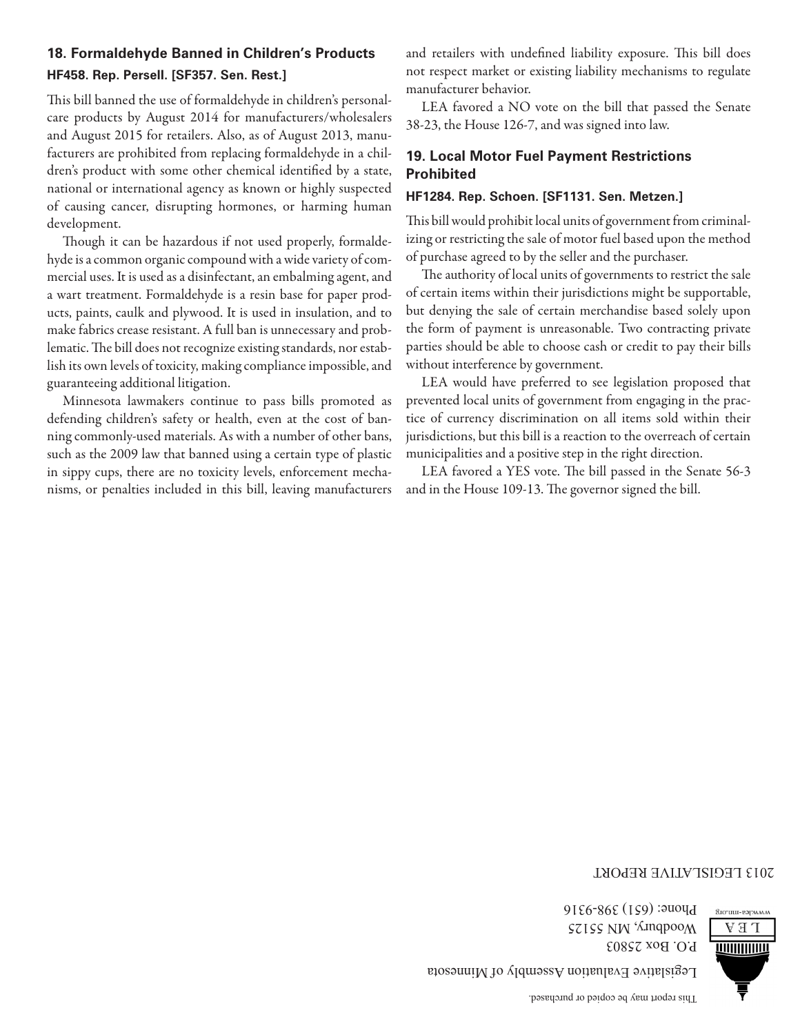### 18. Formaldehyde Banned in Children's Products

**HF458. Rep. Persell. [SF357. Sen. Rest.]**

This bill banned the use of formaldehyde in children's personal-care products by August 2014 for manufacturers/wholesalers and August 2015 for retailers. Also, as of August 2013, manufacturers are prohibited from replacing formaldehyde in a children's product with some other chemical identified by a state, national or international agency as known or highly suspected of causing cancer, disrupting hormones, or harming human development.

Though it can be hazardous if not used properly, formaldehyde is a common organic compound with a wide variety of commercial uses. It is used as a disinfectant, an embalming agent, and a wart treatment. Formaldehyde is a resin base for paper products, paints, caulk and plywood. It is used in insulation, and to make fabrics crease resistant. A full ban is unnecessary and problematic. The bill does not recognize existing standards, nor establish its own levels of toxicity, making compliance impossible, and guaranteeing additional litigation.

Minnesota lawmakers continue to pass bills promoted as defending children's safety or health, even at the cost of banning commonly-used materials. As with a number of other bans, such as the 2009 law that banned using a certain type of plastic in sippy cups, there are no toxicity levels, enforcement mechanisms, or penalties included in this bill, leaving manufacturers and retailers with undefined liability exposure. This bill does not respect market or existing liability mechanisms to regulate manufacturer behavior.

LEA favored a NO vote on the bill that passed the Senate 38-23, the House 126-7, and was signed into law.

### 19. Local Motor Fuel Payment Restrictions Prohibited

**HF1284. Rep. Schoen. [SF1131. Sen. Metzen.]**

This bill would prohibit local units of government from criminalizing or restricting the sale of motor fuel based upon the method of purchase agreed to by the seller and the purchaser.

The authority of local units of governments to restrict the sale of certain items within their jurisdictions might be supportable, but denying the sale of certain merchandise based solely upon the form of payment is unreasonable. Two contracting private parties should be able to choose cash or credit to pay their bills without interference by government.

LEA would have preferred to see legislation proposed that prevented local units of government from engaging in the practice of currency discrimination on all items sold within their jurisdictions, but this bill is a reaction to the overreach of certain municipalities and a positive step in the right direction.

LEA favored a YES vote. The bill passed in the Senate 56-3 and in the House 109-13. The governor signed the bill.

2013 LEGISLATIVE REPORT

L E A

www.lea-mn.org

Legislative Evaluation Assembly of Minnesota
P.O. Box 25803
Woodbury, MN 55125
Phone: (651) 398-9316

This report may be copied or purchased.